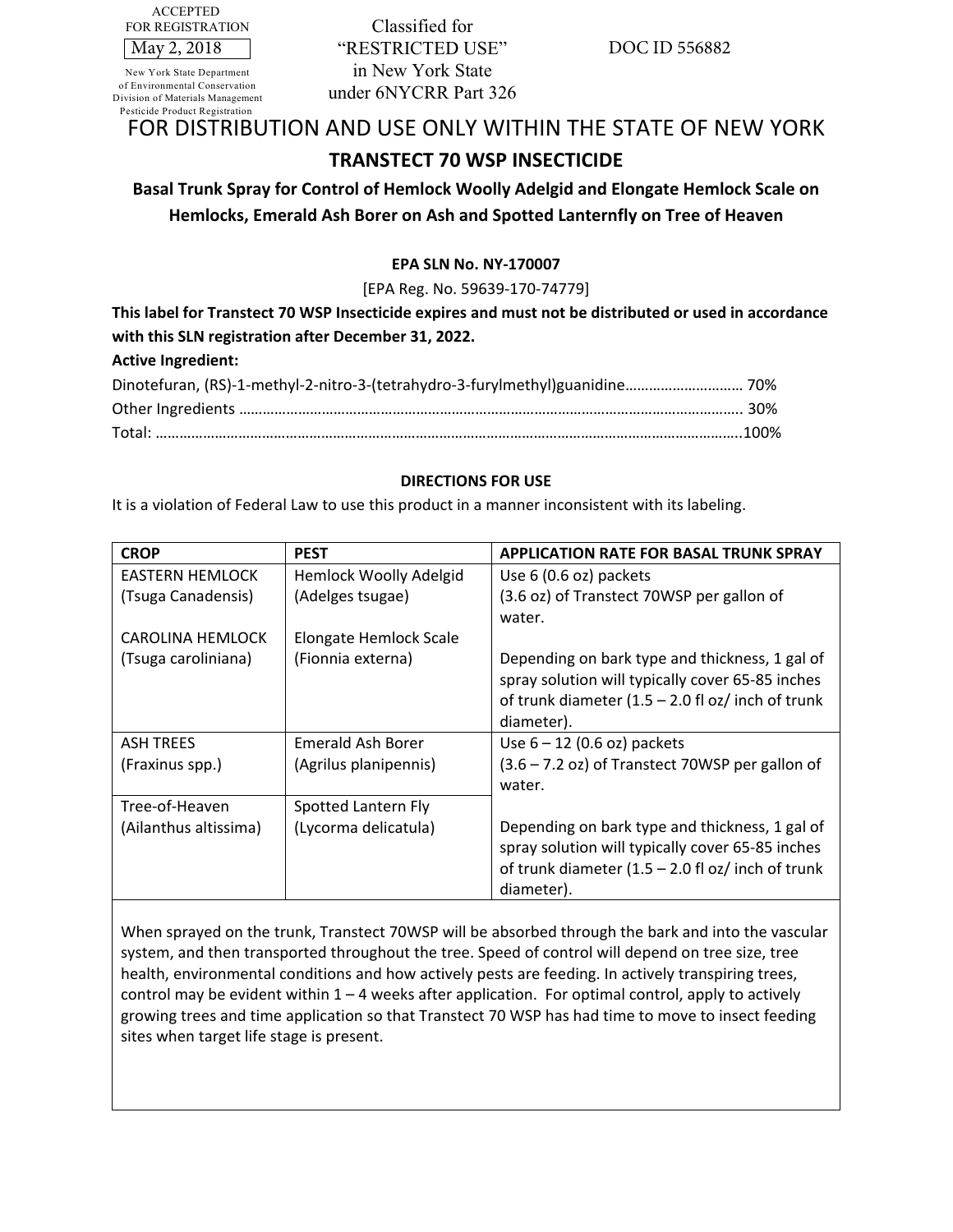ACCEPTED
FOR REGISTRATION
May 2, 2018
New York State Department of Environmental Conservation Division of Materials Management Pesticide Product Registration

Classified for
"RESTRICTED USE"
in New York State
under 6NYCRR Part 326

DOC ID 556882

FOR DISTRIBUTION AND USE ONLY WITHIN THE STATE OF NEW YORK

# TRANSTECT 70 WSP INSECTICIDE

## Basal Trunk Spray for Control of Hemlock Woolly Adelgid and Elongate Hemlock Scale on Hemlocks, Emerald Ash Borer on Ash and Spotted Lanternfly on Tree of Heaven

**EPA SLN No. NY-170007**

[EPA Reg. No. 59639-170-74779]

**This label for Transtect 70 WSP Insecticide expires and must not be distributed or used in accordance with this SLN registration after December 31, 2022.**

**Active Ingredient:**

Dinotefuran, (RS)-1-methyl-2-nitro-3-(tetrahydro-3-furylmethyl)guanidine………………………… 70%
Other Ingredients ……………………………………………………………………………………………………… 30%
Total: ……………………………………………………………………………………………………………………100%

**DIRECTIONS FOR USE**

It is a violation of Federal Law to use this product in a manner inconsistent with its labeling.

| CROP | PEST | APPLICATION RATE FOR BASAL TRUNK SPRAY |
|---|---|---|
| EASTERN HEMLOCK (Tsuga Canadensis)<br><br>CAROLINA HEMLOCK (Tsuga caroliniana) | Hemlock Woolly Adelgid (Adelges tsugae)<br><br>Elongate Hemlock Scale (Fionnia externa) | Use 6 (0.6 oz) packets (3.6 oz) of Transtect 70WSP per gallon of water.<br><br>Depending on bark type and thickness, 1 gal of spray solution will typically cover 65-85 inches of trunk diameter (1.5 – 2.0 fl oz/ inch of trunk diameter). |
| ASH TREES (Fraxinus spp.) | Emerald Ash Borer (Agrilus planipennis) | Use 6 – 12 (0.6 oz) packets (3.6 – 7.2 oz) of Transtect 70WSP per gallon of water.<br><br>Depending on bark type and thickness, 1 gal of spray solution will typically cover 65-85 inches of trunk diameter (1.5 – 2.0 fl oz/ inch of trunk diameter). |
| Tree-of-Heaven (Ailanthus altissima) | Spotted Lantern Fly (Lycorma delicatula) | |

When sprayed on the trunk, Transtect 70WSP will be absorbed through the bark and into the vascular system, and then transported throughout the tree. Speed of control will depend on tree size, tree health, environmental conditions and how actively pests are feeding. In actively transpiring trees, control may be evident within 1 – 4 weeks after application. For optimal control, apply to actively growing trees and time application so that Transtect 70 WSP has had time to move to insect feeding sites when target life stage is present.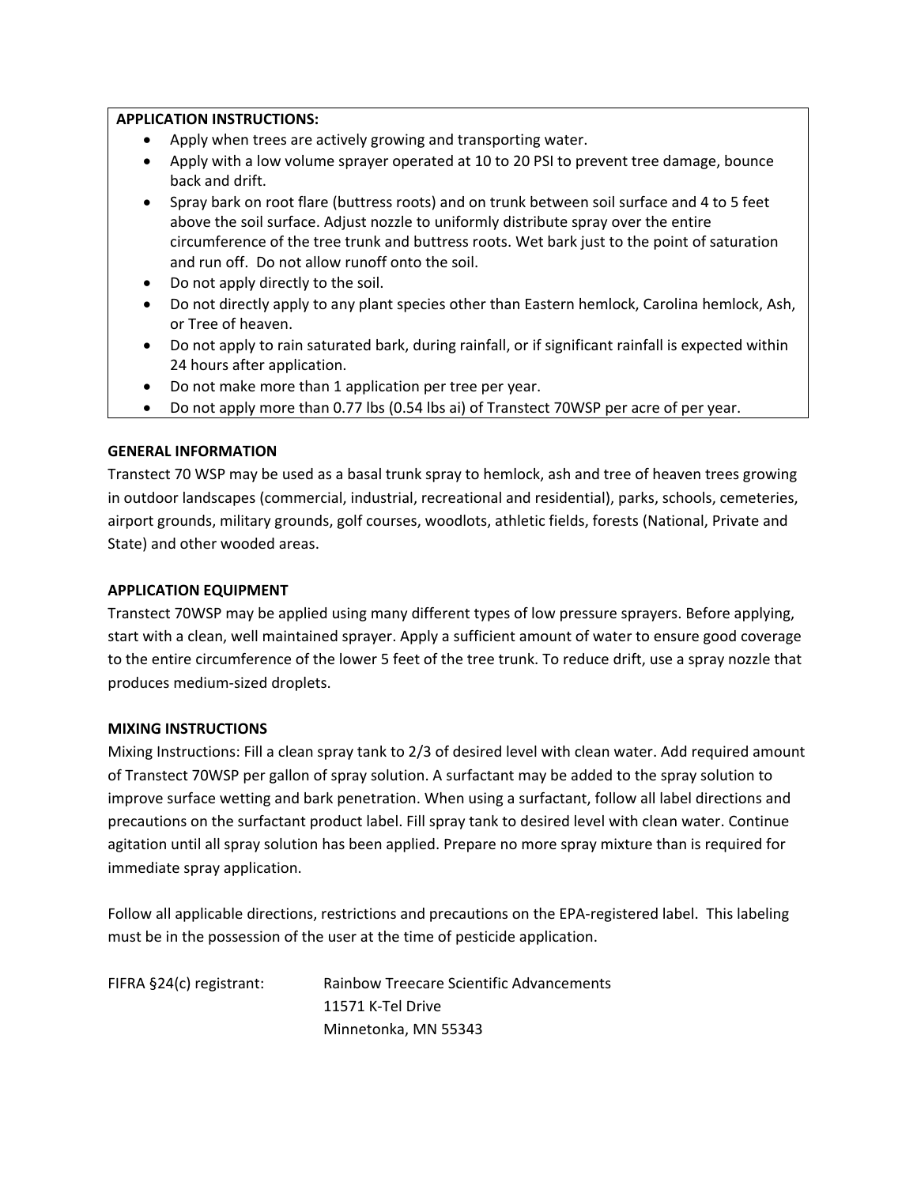**APPLICATION INSTRUCTIONS:**

- Apply when trees are actively growing and transporting water.
- Apply with a low volume sprayer operated at 10 to 20 PSI to prevent tree damage, bounce back and drift.
- Spray bark on root flare (buttress roots) and on trunk between soil surface and 4 to 5 feet above the soil surface. Adjust nozzle to uniformly distribute spray over the entire circumference of the tree trunk and buttress roots. Wet bark just to the point of saturation and run off. Do not allow runoff onto the soil.
- Do not apply directly to the soil.
- Do not directly apply to any plant species other than Eastern hemlock, Carolina hemlock, Ash, or Tree of heaven.
- Do not apply to rain saturated bark, during rainfall, or if significant rainfall is expected within 24 hours after application.
- Do not make more than 1 application per tree per year.
- Do not apply more than 0.77 lbs (0.54 lbs ai) of Transtect 70WSP per acre of per year.

**GENERAL INFORMATION**

Transtect 70 WSP may be used as a basal trunk spray to hemlock, ash and tree of heaven trees growing in outdoor landscapes (commercial, industrial, recreational and residential), parks, schools, cemeteries, airport grounds, military grounds, golf courses, woodlots, athletic fields, forests (National, Private and State) and other wooded areas.

**APPLICATION EQUIPMENT**

Transtect 70WSP may be applied using many different types of low pressure sprayers. Before applying, start with a clean, well maintained sprayer. Apply a sufficient amount of water to ensure good coverage to the entire circumference of the lower 5 feet of the tree trunk. To reduce drift, use a spray nozzle that produces medium-sized droplets.

**MIXING INSTRUCTIONS**

Mixing Instructions: Fill a clean spray tank to 2/3 of desired level with clean water. Add required amount of Transtect 70WSP per gallon of spray solution. A surfactant may be added to the spray solution to improve surface wetting and bark penetration. When using a surfactant, follow all label directions and precautions on the surfactant product label. Fill spray tank to desired level with clean water. Continue agitation until all spray solution has been applied. Prepare no more spray mixture than is required for immediate spray application.

Follow all applicable directions, restrictions and precautions on the EPA-registered label. This labeling must be in the possession of the user at the time of pesticide application.

FIFRA §24(c) registrant: Rainbow Treecare Scientific Advancements
11571 K-Tel Drive
Minnetonka, MN 55343